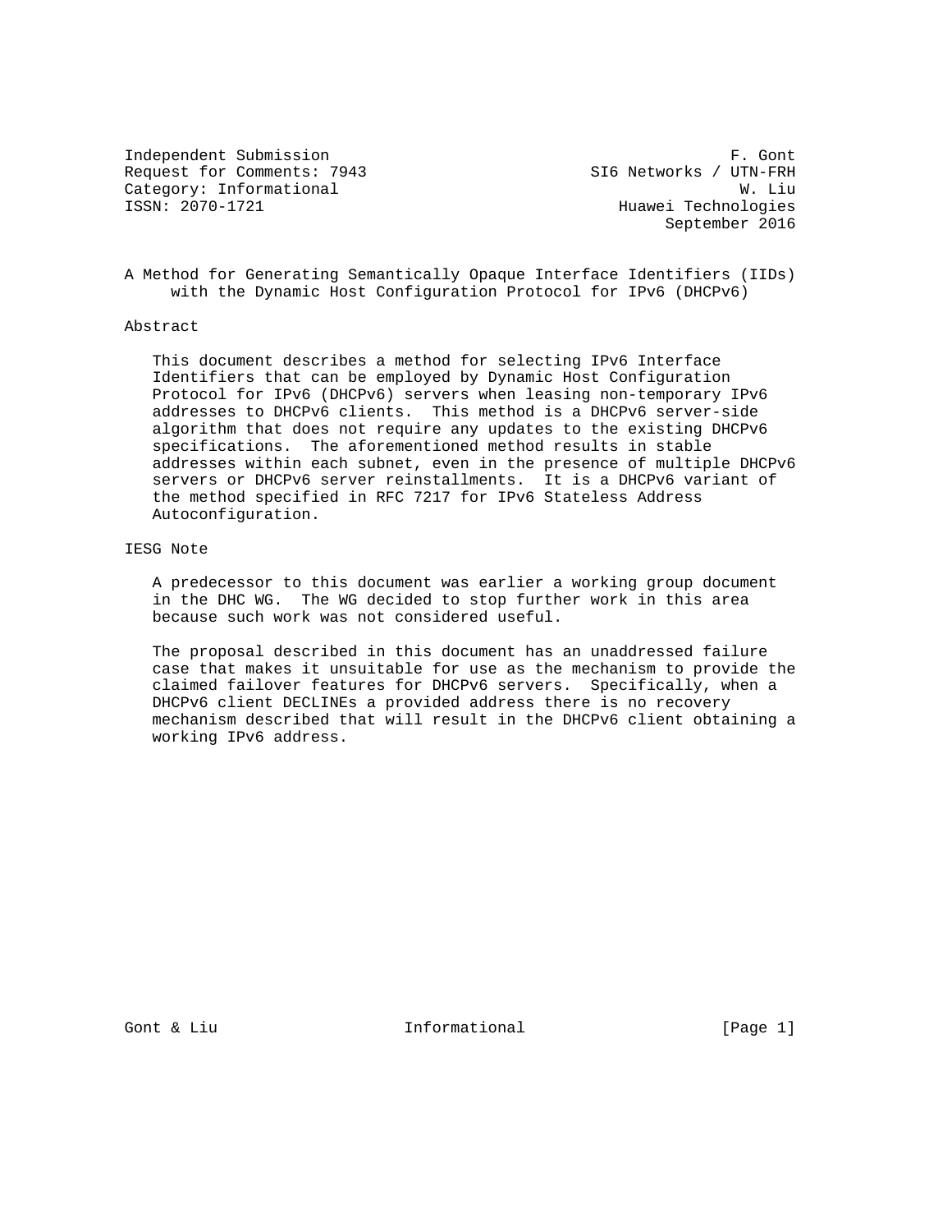Independent Submission F. Gont
Request for Comments: 7943 SI6 Networks / UTN-FRH
Category: Informational W. Liu
ISSN: 2070-1721 Huawei Technologies
September 2016

# A Method for Generating Semantically Opaque Interface Identifiers (IIDs) with the Dynamic Host Configuration Protocol for IPv6 (DHCPv6)

## Abstract

This document describes a method for selecting IPv6 Interface Identifiers that can be employed by Dynamic Host Configuration Protocol for IPv6 (DHCPv6) servers when leasing non-temporary IPv6 addresses to DHCPv6 clients. This method is a DHCPv6 server-side algorithm that does not require any updates to the existing DHCPv6 specifications. The aforementioned method results in stable addresses within each subnet, even in the presence of multiple DHCPv6 servers or DHCPv6 server reinstallments. It is a DHCPv6 variant of the method specified in RFC 7217 for IPv6 Stateless Address Autoconfiguration.

## IESG Note

A predecessor to this document was earlier a working group document in the DHC WG. The WG decided to stop further work in this area because such work was not considered useful.

The proposal described in this document has an unaddressed failure case that makes it unsuitable for use as the mechanism to provide the claimed failover features for DHCPv6 servers. Specifically, when a DHCPv6 client DECLINEs a provided address there is no recovery mechanism described that will result in the DHCPv6 client obtaining a working IPv6 address.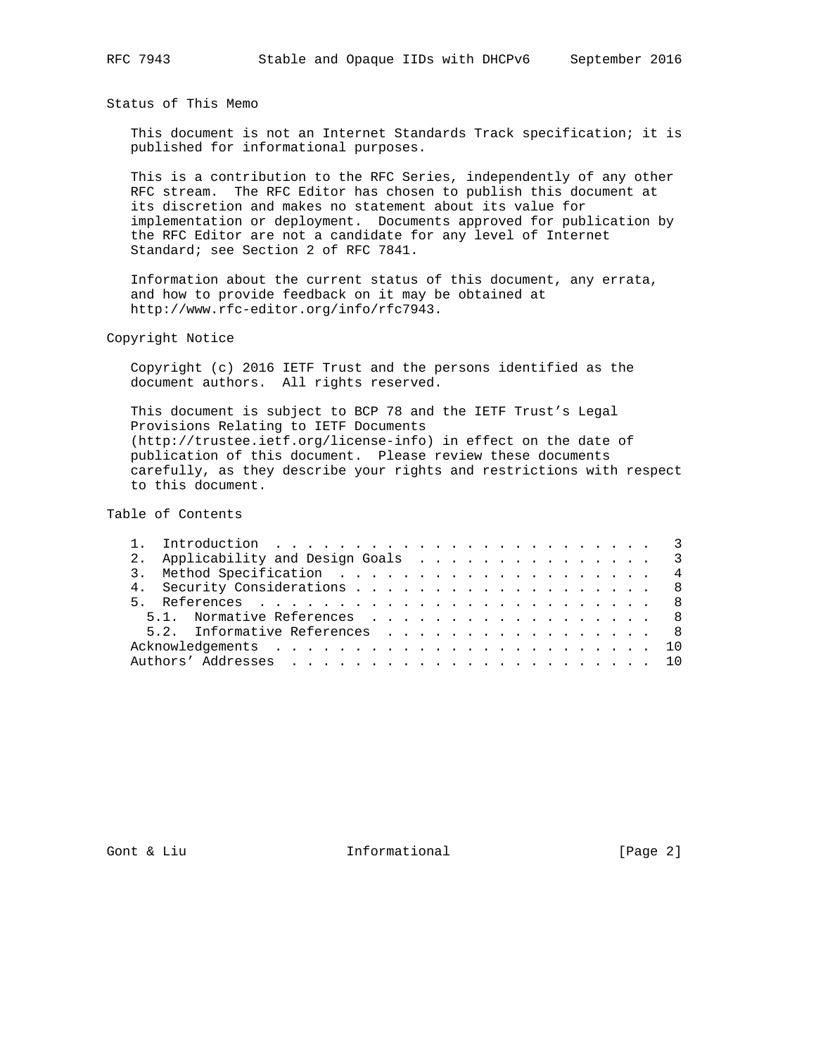## Status of This Memo

This document is not an Internet Standards Track specification; it is published for informational purposes.

This is a contribution to the RFC Series, independently of any other RFC stream. The RFC Editor has chosen to publish this document at its discretion and makes no statement about its value for implementation or deployment. Documents approved for publication by the RFC Editor are not a candidate for any level of Internet Standard; see Section 2 of RFC 7841.

Information about the current status of this document, any errata, and how to provide feedback on it may be obtained at http://www.rfc-editor.org/info/rfc7943.

## Copyright Notice

Copyright (c) 2016 IETF Trust and the persons identified as the document authors. All rights reserved.

This document is subject to BCP 78 and the IETF Trust's Legal Provisions Relating to IETF Documents (http://trustee.ietf.org/license-info) in effect on the date of publication of this document. Please review these documents carefully, as they describe your rights and restrictions with respect to this document.

## Table of Contents

```
   1.  Introduction  . . . . . . . . . . . . . . . . . . . . . . . .   3
   2.  Applicability and Design Goals  . . . . . . . . . . . . . . .   3
   3.  Method Specification  . . . . . . . . . . . . . . . . . . . .   4
   4.  Security Considerations . . . . . . . . . . . . . . . . . . .   8
   5.  References  . . . . . . . . . . . . . . . . . . . . . . . . .   8
     5.1.  Normative References  . . . . . . . . . . . . . . . . . .   8
     5.2.  Informative References  . . . . . . . . . . . . . . . . .   8
   Acknowledgements  . . . . . . . . . . . . . . . . . . . . . . . .  10
   Authors' Addresses  . . . . . . . . . . . . . . . . . . . . . . .  10
```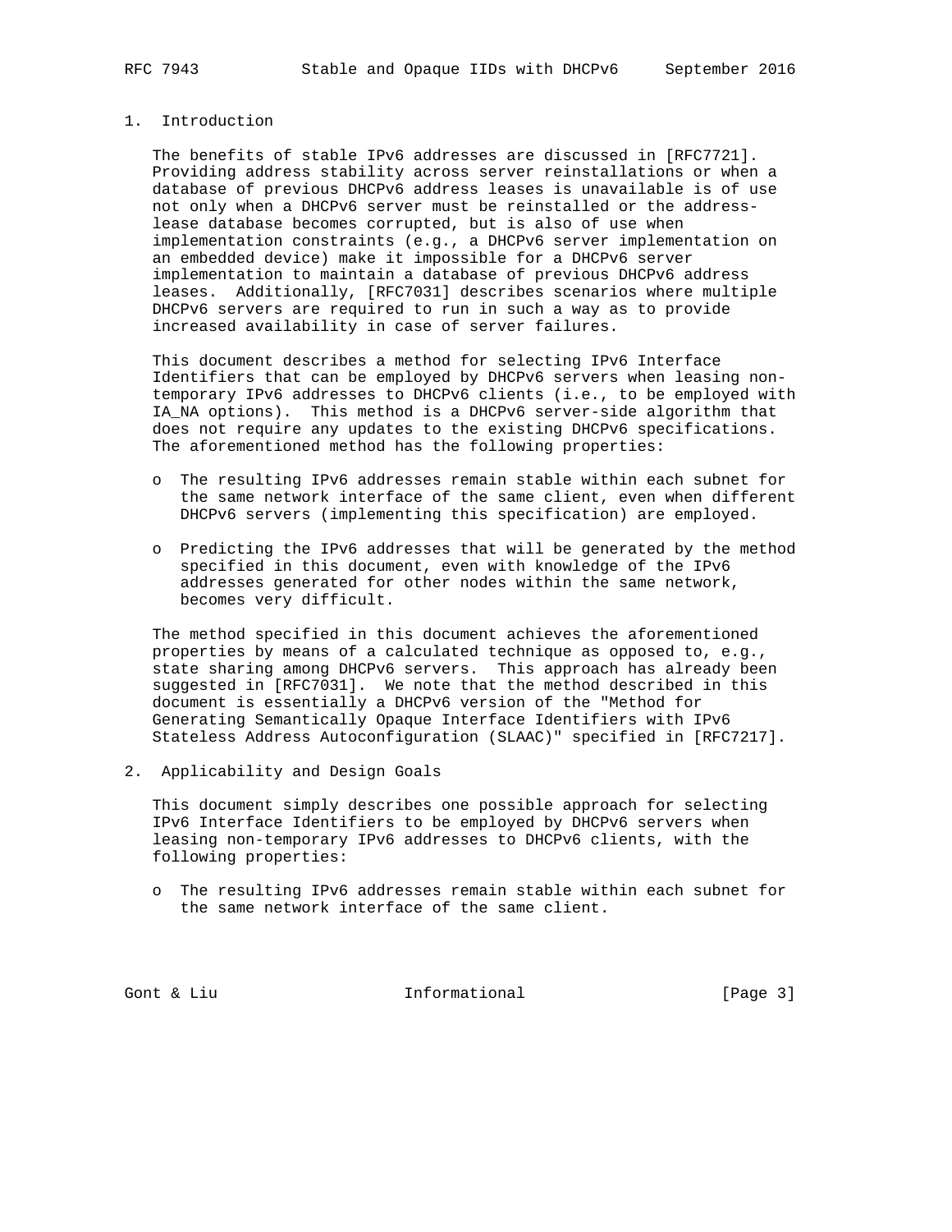## 1. Introduction

The benefits of stable IPv6 addresses are discussed in [RFC7721]. Providing address stability across server reinstallations or when a database of previous DHCPv6 address leases is unavailable is of use not only when a DHCPv6 server must be reinstalled or the address-lease database becomes corrupted, but is also of use when implementation constraints (e.g., a DHCPv6 server implementation on an embedded device) make it impossible for a DHCPv6 server implementation to maintain a database of previous DHCPv6 address leases. Additionally, [RFC7031] describes scenarios where multiple DHCPv6 servers are required to run in such a way as to provide increased availability in case of server failures.

This document describes a method for selecting IPv6 Interface Identifiers that can be employed by DHCPv6 servers when leasing non-temporary IPv6 addresses to DHCPv6 clients (i.e., to be employed with IA_NA options). This method is a DHCPv6 server-side algorithm that does not require any updates to the existing DHCPv6 specifications. The aforementioned method has the following properties:

- The resulting IPv6 addresses remain stable within each subnet for the same network interface of the same client, even when different DHCPv6 servers (implementing this specification) are employed.

- Predicting the IPv6 addresses that will be generated by the method specified in this document, even with knowledge of the IPv6 addresses generated for other nodes within the same network, becomes very difficult.

The method specified in this document achieves the aforementioned properties by means of a calculated technique as opposed to, e.g., state sharing among DHCPv6 servers. This approach has already been suggested in [RFC7031]. We note that the method described in this document is essentially a DHCPv6 version of the "Method for Generating Semantically Opaque Interface Identifiers with IPv6 Stateless Address Autoconfiguration (SLAAC)" specified in [RFC7217].

## 2. Applicability and Design Goals

This document simply describes one possible approach for selecting IPv6 Interface Identifiers to be employed by DHCPv6 servers when leasing non-temporary IPv6 addresses to DHCPv6 clients, with the following properties:

- The resulting IPv6 addresses remain stable within each subnet for the same network interface of the same client.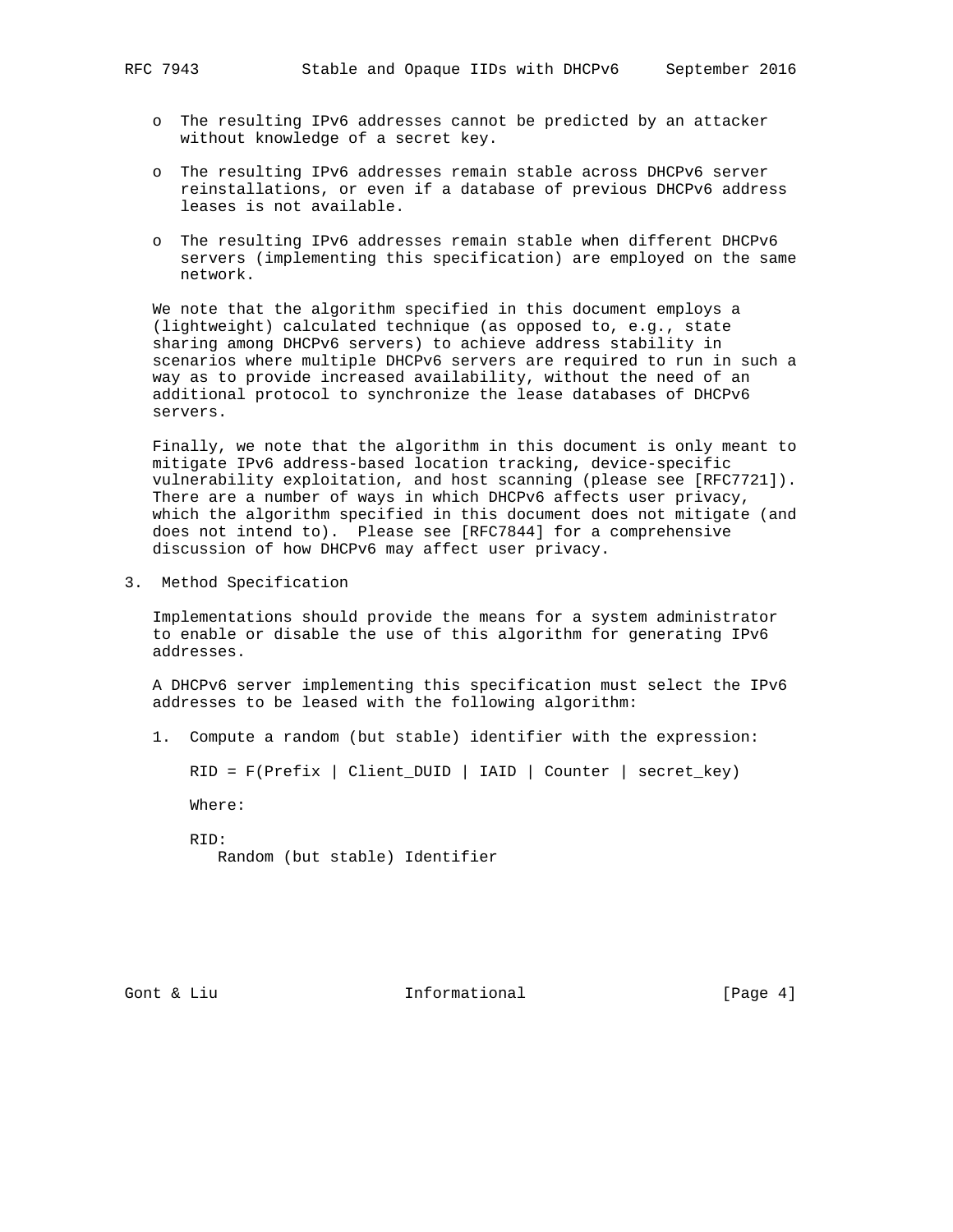- The resulting IPv6 addresses cannot be predicted by an attacker without knowledge of a secret key.

- The resulting IPv6 addresses remain stable across DHCPv6 server reinstallations, or even if a database of previous DHCPv6 address leases is not available.

- The resulting IPv6 addresses remain stable when different DHCPv6 servers (implementing this specification) are employed on the same network.

We note that the algorithm specified in this document employs a (lightweight) calculated technique (as opposed to, e.g., state sharing among DHCPv6 servers) to achieve address stability in scenarios where multiple DHCPv6 servers are required to run in such a way as to provide increased availability, without the need of an additional protocol to synchronize the lease databases of DHCPv6 servers.

Finally, we note that the algorithm in this document is only meant to mitigate IPv6 address-based location tracking, device-specific vulnerability exploitation, and host scanning (please see [RFC7721]). There are a number of ways in which DHCPv6 affects user privacy, which the algorithm specified in this document does not mitigate (and does not intend to). Please see [RFC7844] for a comprehensive discussion of how DHCPv6 may affect user privacy.

## 3. Method Specification

Implementations should provide the means for a system administrator to enable or disable the use of this algorithm for generating IPv6 addresses.

A DHCPv6 server implementing this specification must select the IPv6 addresses to be leased with the following algorithm:

1. Compute a random (but stable) identifier with the expression:

   ```
   RID = F(Prefix | Client_DUID | IAID | Counter | secret_key)
   ```

   Where:

   RID:
      Random (but stable) Identifier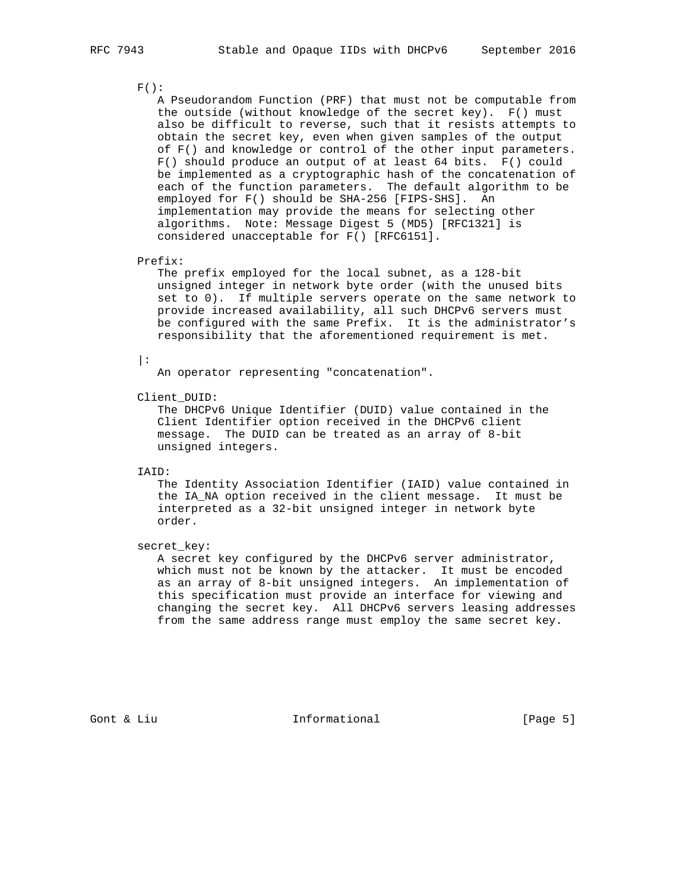F():
A Pseudorandom Function (PRF) that must not be computable from the outside (without knowledge of the secret key). F() must also be difficult to reverse, such that it resists attempts to obtain the secret key, even when given samples of the output of F() and knowledge or control of the other input parameters. F() should produce an output of at least 64 bits. F() could be implemented as a cryptographic hash of the concatenation of each of the function parameters. The default algorithm to be employed for F() should be SHA-256 [FIPS-SHS]. An implementation may provide the means for selecting other algorithms. Note: Message Digest 5 (MD5) [RFC1321] is considered unacceptable for F() [RFC6151].

Prefix:
The prefix employed for the local subnet, as a 128-bit unsigned integer in network byte order (with the unused bits set to 0). If multiple servers operate on the same network to provide increased availability, all such DHCPv6 servers must be configured with the same Prefix. It is the administrator's responsibility that the aforementioned requirement is met.

|:
An operator representing "concatenation".

Client_DUID:
The DHCPv6 Unique Identifier (DUID) value contained in the Client Identifier option received in the DHCPv6 client message. The DUID can be treated as an array of 8-bit unsigned integers.

IAID:
The Identity Association Identifier (IAID) value contained in the IA_NA option received in the client message. It must be interpreted as a 32-bit unsigned integer in network byte order.

secret_key:
A secret key configured by the DHCPv6 server administrator, which must not be known by the attacker. It must be encoded as an array of 8-bit unsigned integers. An implementation of this specification must provide an interface for viewing and changing the secret key. All DHCPv6 servers leasing addresses from the same address range must employ the same secret key.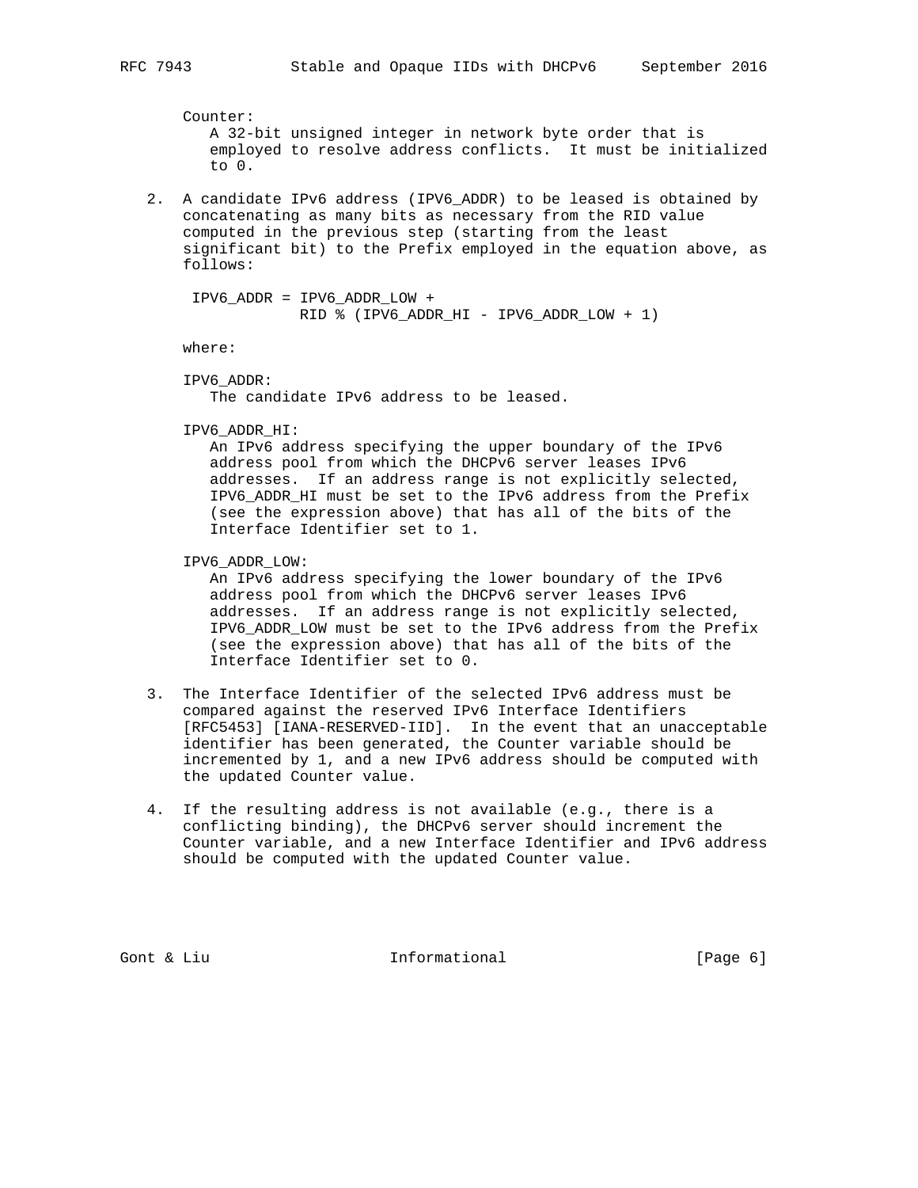Counter:
A 32-bit unsigned integer in network byte order that is employed to resolve address conflicts. It must be initialized to 0.

2. A candidate IPv6 address (IPV6_ADDR) to be leased is obtained by concatenating as many bits as necessary from the RID value computed in the previous step (starting from the least significant bit) to the Prefix employed in the equation above, as follows:

```
IPV6_ADDR = IPV6_ADDR_LOW +
            RID % (IPV6_ADDR_HI - IPV6_ADDR_LOW + 1)
```

   where:

   IPV6_ADDR:
   The candidate IPv6 address to be leased.

   IPV6_ADDR_HI:
   An IPv6 address specifying the upper boundary of the IPv6 address pool from which the DHCPv6 server leases IPv6 addresses. If an address range is not explicitly selected, IPV6_ADDR_HI must be set to the IPv6 address from the Prefix (see the expression above) that has all of the bits of the Interface Identifier set to 1.

   IPV6_ADDR_LOW:
   An IPv6 address specifying the lower boundary of the IPv6 address pool from which the DHCPv6 server leases IPv6 addresses. If an address range is not explicitly selected, IPV6_ADDR_LOW must be set to the IPv6 address from the Prefix (see the expression above) that has all of the bits of the Interface Identifier set to 0.

3. The Interface Identifier of the selected IPv6 address must be compared against the reserved IPv6 Interface Identifiers [RFC5453] [IANA-RESERVED-IID]. In the event that an unacceptable identifier has been generated, the Counter variable should be incremented by 1, and a new IPv6 address should be computed with the updated Counter value.

4. If the resulting address is not available (e.g., there is a conflicting binding), the DHCPv6 server should increment the Counter variable, and a new Interface Identifier and IPv6 address should be computed with the updated Counter value.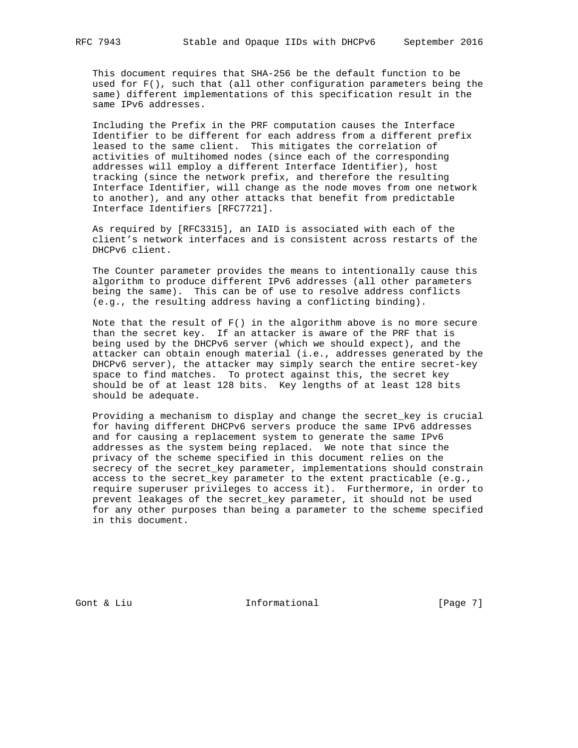This document requires that SHA-256 be the default function to be used for F(), such that (all other configuration parameters being the same) different implementations of this specification result in the same IPv6 addresses.

Including the Prefix in the PRF computation causes the Interface Identifier to be different for each address from a different prefix leased to the same client. This mitigates the correlation of activities of multihomed nodes (since each of the corresponding addresses will employ a different Interface Identifier), host tracking (since the network prefix, and therefore the resulting Interface Identifier, will change as the node moves from one network to another), and any other attacks that benefit from predictable Interface Identifiers [RFC7721].

As required by [RFC3315], an IAID is associated with each of the client's network interfaces and is consistent across restarts of the DHCPv6 client.

The Counter parameter provides the means to intentionally cause this algorithm to produce different IPv6 addresses (all other parameters being the same). This can be of use to resolve address conflicts (e.g., the resulting address having a conflicting binding).

Note that the result of F() in the algorithm above is no more secure than the secret key. If an attacker is aware of the PRF that is being used by the DHCPv6 server (which we should expect), and the attacker can obtain enough material (i.e., addresses generated by the DHCPv6 server), the attacker may simply search the entire secret-key space to find matches. To protect against this, the secret key should be of at least 128 bits. Key lengths of at least 128 bits should be adequate.

Providing a mechanism to display and change the secret_key is crucial for having different DHCPv6 servers produce the same IPv6 addresses and for causing a replacement system to generate the same IPv6 addresses as the system being replaced. We note that since the privacy of the scheme specified in this document relies on the secrecy of the secret_key parameter, implementations should constrain access to the secret_key parameter to the extent practicable (e.g., require superuser privileges to access it). Furthermore, in order to prevent leakages of the secret_key parameter, it should not be used for any other purposes than being a parameter to the scheme specified in this document.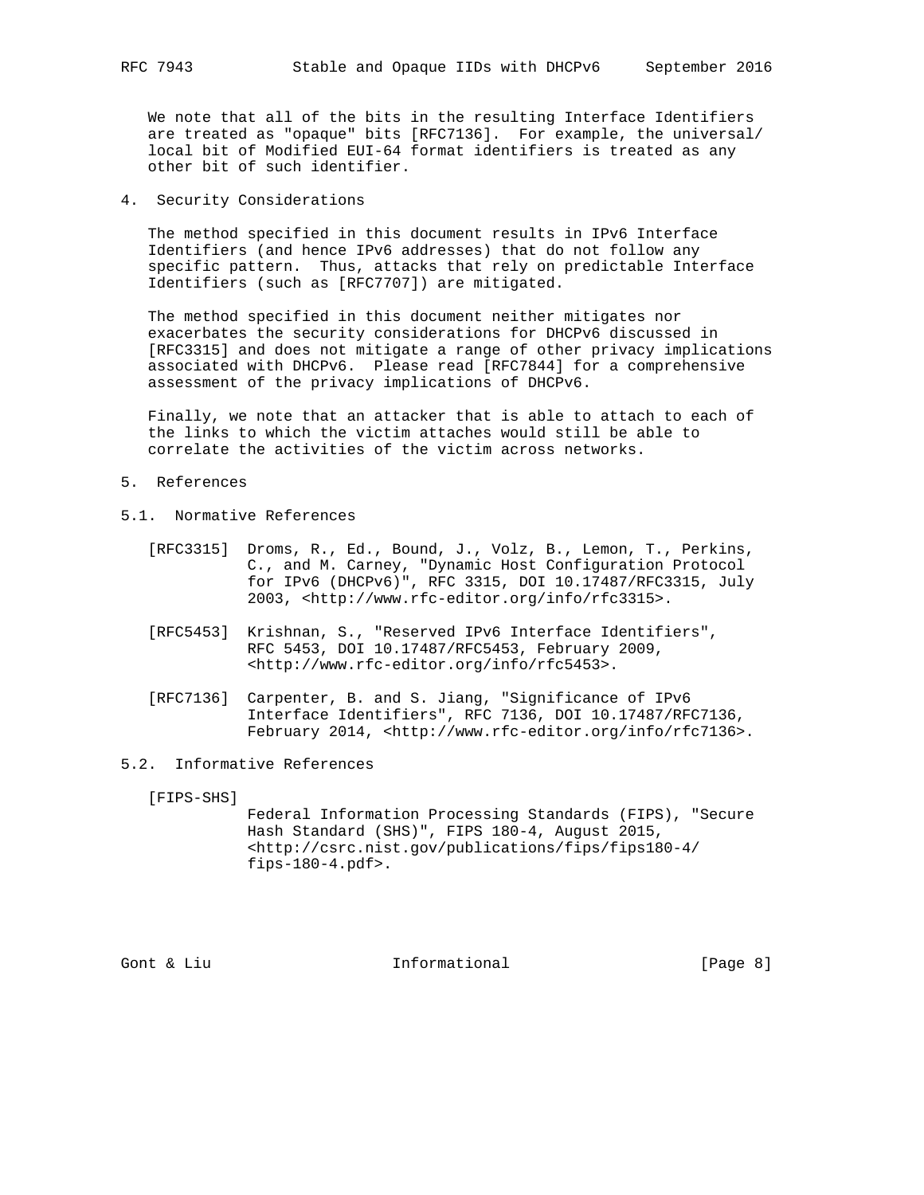We note that all of the bits in the resulting Interface Identifiers are treated as "opaque" bits [RFC7136]. For example, the universal/local bit of Modified EUI-64 format identifiers is treated as any other bit of such identifier.

## 4. Security Considerations

The method specified in this document results in IPv6 Interface Identifiers (and hence IPv6 addresses) that do not follow any specific pattern. Thus, attacks that rely on predictable Interface Identifiers (such as [RFC7707]) are mitigated.

The method specified in this document neither mitigates nor exacerbates the security considerations for DHCPv6 discussed in [RFC3315] and does not mitigate a range of other privacy implications associated with DHCPv6. Please read [RFC7844] for a comprehensive assessment of the privacy implications of DHCPv6.

Finally, we note that an attacker that is able to attach to each of the links to which the victim attaches would still be able to correlate the activities of the victim across networks.

## 5. References

### 5.1. Normative References

[RFC3315] Droms, R., Ed., Bound, J., Volz, B., Lemon, T., Perkins, C., and M. Carney, "Dynamic Host Configuration Protocol for IPv6 (DHCPv6)", RFC 3315, DOI 10.17487/RFC3315, July 2003, <http://www.rfc-editor.org/info/rfc3315>.

[RFC5453] Krishnan, S., "Reserved IPv6 Interface Identifiers", RFC 5453, DOI 10.17487/RFC5453, February 2009, <http://www.rfc-editor.org/info/rfc5453>.

[RFC7136] Carpenter, B. and S. Jiang, "Significance of IPv6 Interface Identifiers", RFC 7136, DOI 10.17487/RFC7136, February 2014, <http://www.rfc-editor.org/info/rfc7136>.

### 5.2. Informative References

[FIPS-SHS] Federal Information Processing Standards (FIPS), "Secure Hash Standard (SHS)", FIPS 180-4, August 2015, <http://csrc.nist.gov/publications/fips/fips180-4/fips-180-4.pdf>.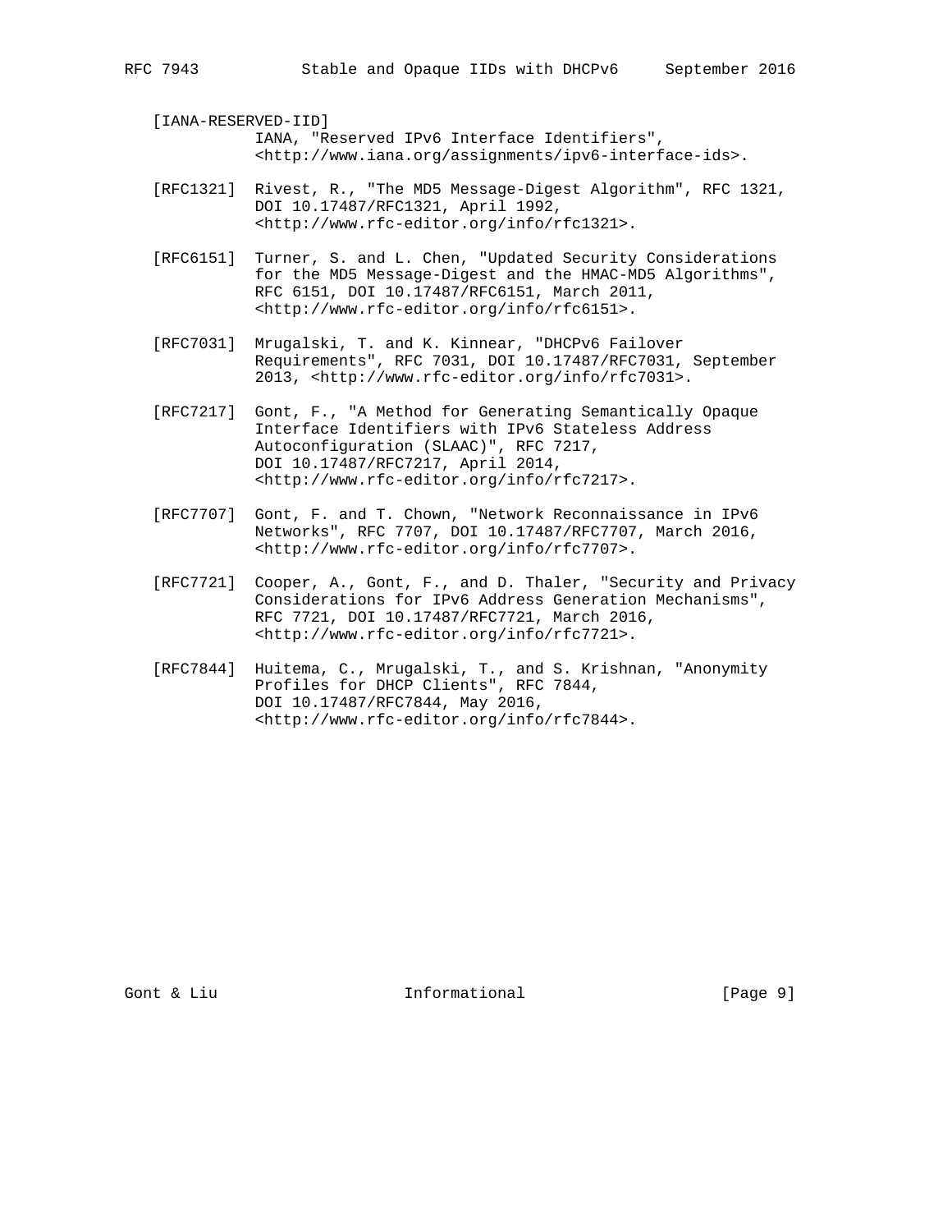[IANA-RESERVED-IID]
IANA, "Reserved IPv6 Interface Identifiers", <http://www.iana.org/assignments/ipv6-interface-ids>.

[RFC1321] Rivest, R., "The MD5 Message-Digest Algorithm", RFC 1321, DOI 10.17487/RFC1321, April 1992, <http://www.rfc-editor.org/info/rfc1321>.

[RFC6151] Turner, S. and L. Chen, "Updated Security Considerations for the MD5 Message-Digest and the HMAC-MD5 Algorithms", RFC 6151, DOI 10.17487/RFC6151, March 2011, <http://www.rfc-editor.org/info/rfc6151>.

[RFC7031] Mrugalski, T. and K. Kinnear, "DHCPv6 Failover Requirements", RFC 7031, DOI 10.17487/RFC7031, September 2013, <http://www.rfc-editor.org/info/rfc7031>.

[RFC7217] Gont, F., "A Method for Generating Semantically Opaque Interface Identifiers with IPv6 Stateless Address Autoconfiguration (SLAAC)", RFC 7217, DOI 10.17487/RFC7217, April 2014, <http://www.rfc-editor.org/info/rfc7217>.

[RFC7707] Gont, F. and T. Chown, "Network Reconnaissance in IPv6 Networks", RFC 7707, DOI 10.17487/RFC7707, March 2016, <http://www.rfc-editor.org/info/rfc7707>.

[RFC7721] Cooper, A., Gont, F., and D. Thaler, "Security and Privacy Considerations for IPv6 Address Generation Mechanisms", RFC 7721, DOI 10.17487/RFC7721, March 2016, <http://www.rfc-editor.org/info/rfc7721>.

[RFC7844] Huitema, C., Mrugalski, T., and S. Krishnan, "Anonymity Profiles for DHCP Clients", RFC 7844, DOI 10.17487/RFC7844, May 2016, <http://www.rfc-editor.org/info/rfc7844>.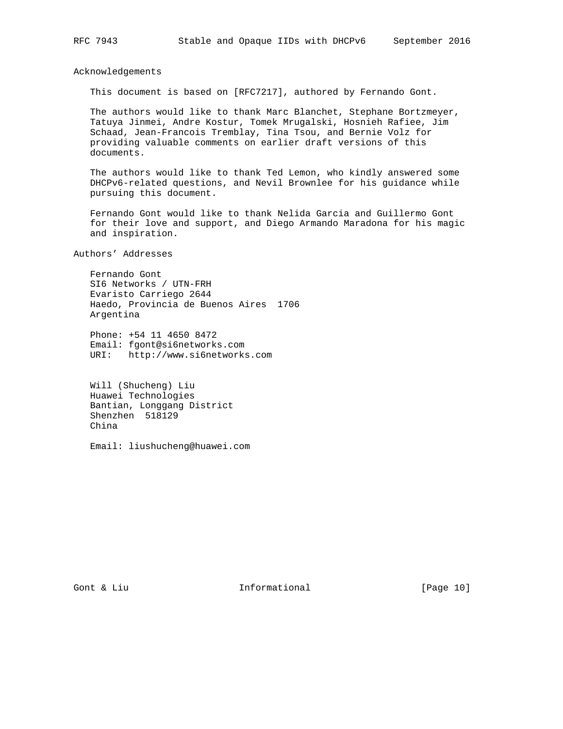## Acknowledgements

This document is based on [RFC7217], authored by Fernando Gont.

The authors would like to thank Marc Blanchet, Stephane Bortzmeyer, Tatuya Jinmei, Andre Kostur, Tomek Mrugalski, Hosnieh Rafiee, Jim Schaad, Jean-Francois Tremblay, Tina Tsou, and Bernie Volz for providing valuable comments on earlier draft versions of this documents.

The authors would like to thank Ted Lemon, who kindly answered some DHCPv6-related questions, and Nevil Brownlee for his guidance while pursuing this document.

Fernando Gont would like to thank Nelida Garcia and Guillermo Gont for their love and support, and Diego Armando Maradona for his magic and inspiration.

## Authors' Addresses

Fernando Gont
SI6 Networks / UTN-FRH
Evaristo Carriego 2644
Haedo, Provincia de Buenos Aires 1706
Argentina

Phone: +54 11 4650 8472
Email: fgont@si6networks.com
URI: http://www.si6networks.com

Will (Shucheng) Liu
Huawei Technologies
Bantian, Longgang District
Shenzhen 518129
China

Email: liushucheng@huawei.com